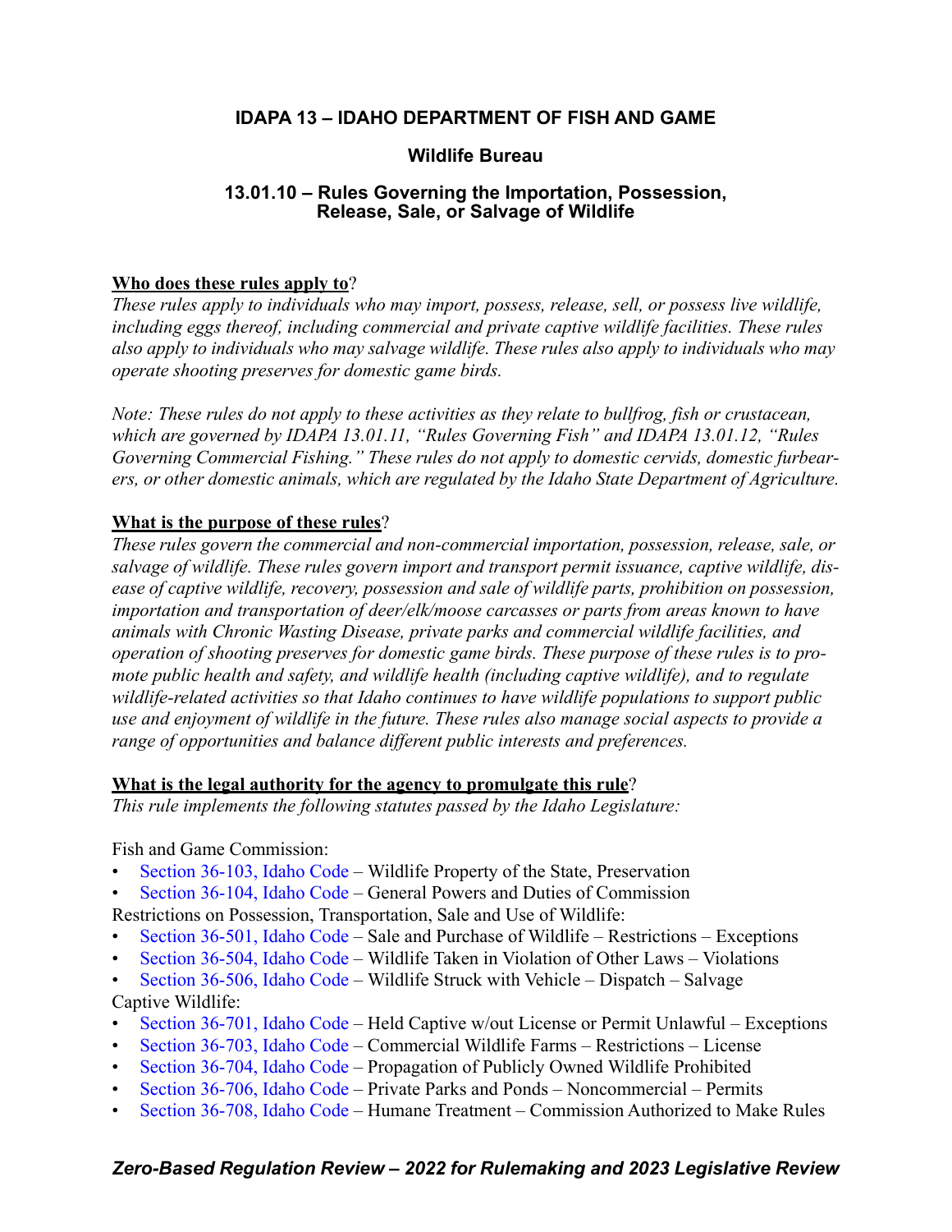# IDAPA 13 – IDAHO DEPARTMENT OF FISH AND GAME

## Wildlife Bureau

### 13.01.10 – Rules Governing the Importation, Possession, Release, Sale, or Salvage of Wildlife

**Who does these rules apply to**?

*These rules apply to individuals who may import, possess, release, sell, or possess live wildlife, including eggs thereof, including commercial and private captive wildlife facilities. These rules also apply to individuals who may salvage wildlife. These rules also apply to individuals who may operate shooting preserves for domestic game birds.*

*Note: These rules do not apply to these activities as they relate to bullfrog, fish or crustacean, which are governed by IDAPA 13.01.11, "Rules Governing Fish" and IDAPA 13.01.12, "Rules Governing Commercial Fishing." These rules do not apply to domestic cervids, domestic furbearers, or other domestic animals, which are regulated by the Idaho State Department of Agriculture.*

**What is the purpose of these rules**?

*These rules govern the commercial and non-commercial importation, possession, release, sale, or salvage of wildlife. These rules govern import and transport permit issuance, captive wildlife, disease of captive wildlife, recovery, possession and sale of wildlife parts, prohibition on possession, importation and transportation of deer/elk/moose carcasses or parts from areas known to have animals with Chronic Wasting Disease, private parks and commercial wildlife facilities, and operation of shooting preserves for domestic game birds. These purpose of these rules is to promote public health and safety, and wildlife health (including captive wildlife), and to regulate wildlife-related activities so that Idaho continues to have wildlife populations to support public use and enjoyment of wildlife in the future. These rules also manage social aspects to provide a range of opportunities and balance different public interests and preferences.*

**What is the legal authority for the agency to promulgate this rule**?

*This rule implements the following statutes passed by the Idaho Legislature:*

Fish and Game Commission:

- Section 36-103, Idaho Code – Wildlife Property of the State, Preservation
- Section 36-104, Idaho Code – General Powers and Duties of Commission

Restrictions on Possession, Transportation, Sale and Use of Wildlife:

- Section 36-501, Idaho Code – Sale and Purchase of Wildlife – Restrictions – Exceptions
- Section 36-504, Idaho Code – Wildlife Taken in Violation of Other Laws – Violations
- Section 36-506, Idaho Code – Wildlife Struck with Vehicle – Dispatch – Salvage

Captive Wildlife:

- Section 36-701, Idaho Code – Held Captive w/out License or Permit Unlawful – Exceptions
- Section 36-703, Idaho Code – Commercial Wildlife Farms – Restrictions – License
- Section 36-704, Idaho Code – Propagation of Publicly Owned Wildlife Prohibited
- Section 36-706, Idaho Code – Private Parks and Ponds – Noncommercial – Permits
- Section 36-708, Idaho Code – Humane Treatment – Commission Authorized to Make Rules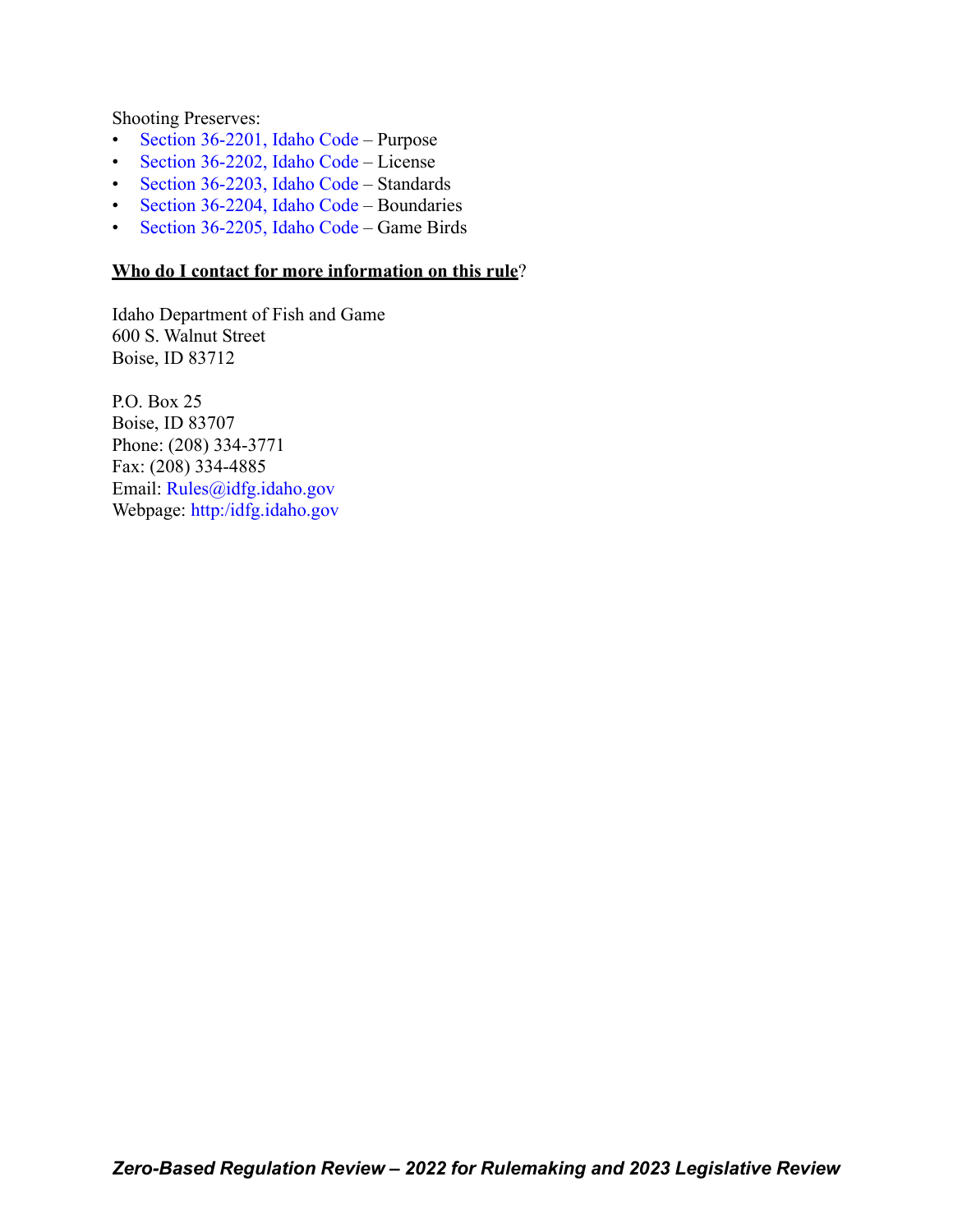Shooting Preserves:

- Section 36-2201, Idaho Code – Purpose
- Section 36-2202, Idaho Code – License
- Section 36-2203, Idaho Code – Standards
- Section 36-2204, Idaho Code – Boundaries
- Section 36-2205, Idaho Code – Game Birds

**Who do I contact for more information on this rule**?

Idaho Department of Fish and Game
600 S. Walnut Street
Boise, ID 83712

P.O. Box 25
Boise, ID 83707
Phone: (208) 334-3771
Fax: (208) 334-4885
Email: Rules@idfg.idaho.gov
Webpage: http:/idfg.idaho.gov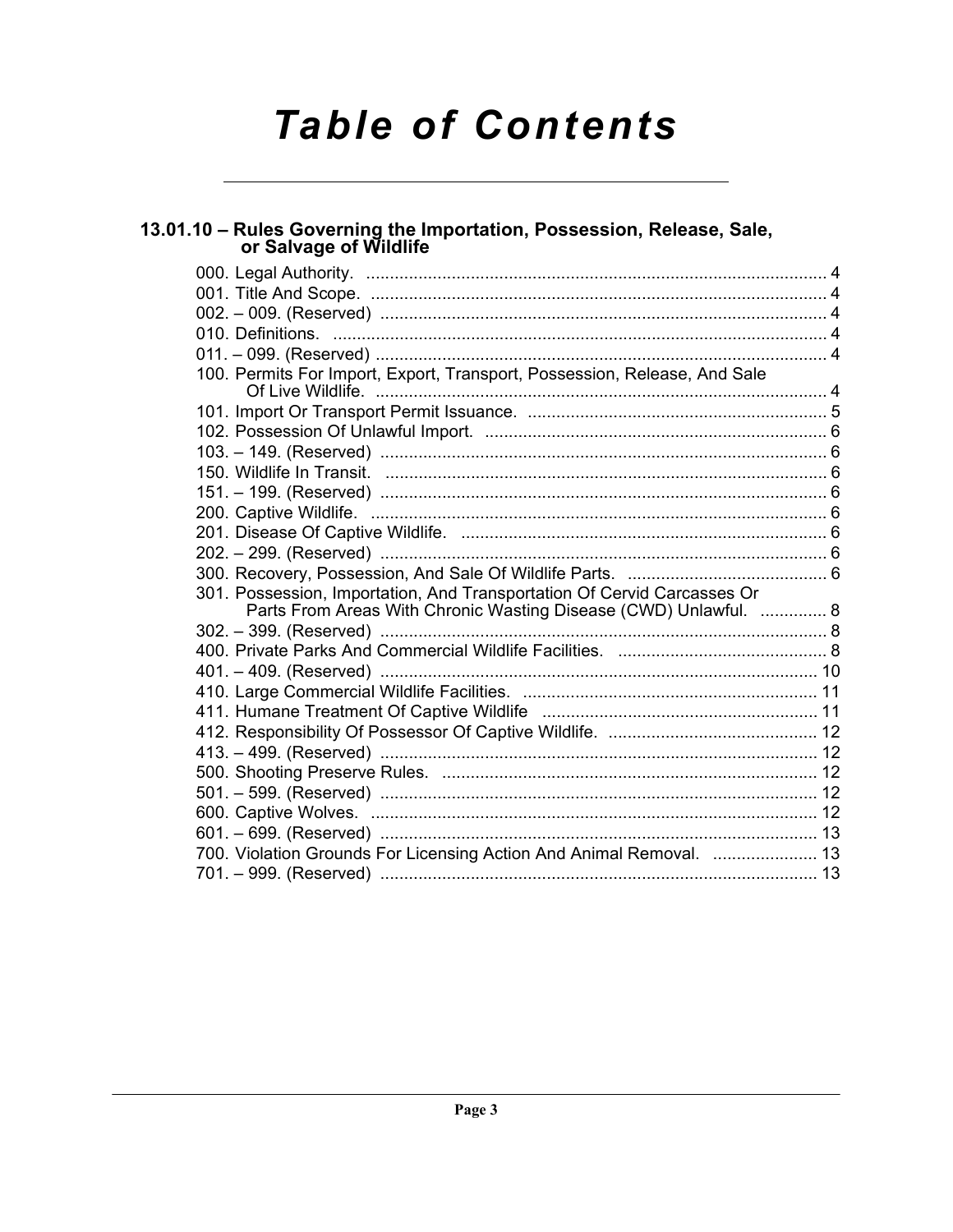# Table of Contents

## 13.01.10 – Rules Governing the Importation, Possession, Release, Sale, or Salvage of Wildlife

000. Legal Authority. .......... 4
001. Title And Scope. .......... 4
002. – 009. (Reserved) .......... 4
010. Definitions. .......... 4
011. – 099. (Reserved) .......... 4
100. Permits For Import, Export, Transport, Possession, Release, And Sale Of Live Wildlife. .......... 4
101. Import Or Transport Permit Issuance. .......... 5
102. Possession Of Unlawful Import. .......... 6
103. – 149. (Reserved) .......... 6
150. Wildlife In Transit. .......... 6
151. – 199. (Reserved) .......... 6
200. Captive Wildlife. .......... 6
201. Disease Of Captive Wildlife. .......... 6
202. – 299. (Reserved) .......... 6
300. Recovery, Possession, And Sale Of Wildlife Parts. .......... 6
301. Possession, Importation, And Transportation Of Cervid Carcasses Or Parts From Areas With Chronic Wasting Disease (CWD) Unlawful. .......... 8
302. – 399. (Reserved) .......... 8
400. Private Parks And Commercial Wildlife Facilities. .......... 8
401. – 409. (Reserved) .......... 10
410. Large Commercial Wildlife Facilities. .......... 11
411. Humane Treatment Of Captive Wildlife .......... 11
412. Responsibility Of Possessor Of Captive Wildlife. .......... 12
413. – 499. (Reserved) .......... 12
500. Shooting Preserve Rules. .......... 12
501. – 599. (Reserved) .......... 12
600. Captive Wolves. .......... 12
601. – 699. (Reserved) .......... 13
700. Violation Grounds For Licensing Action And Animal Removal. .......... 13
701. – 999. (Reserved) .......... 13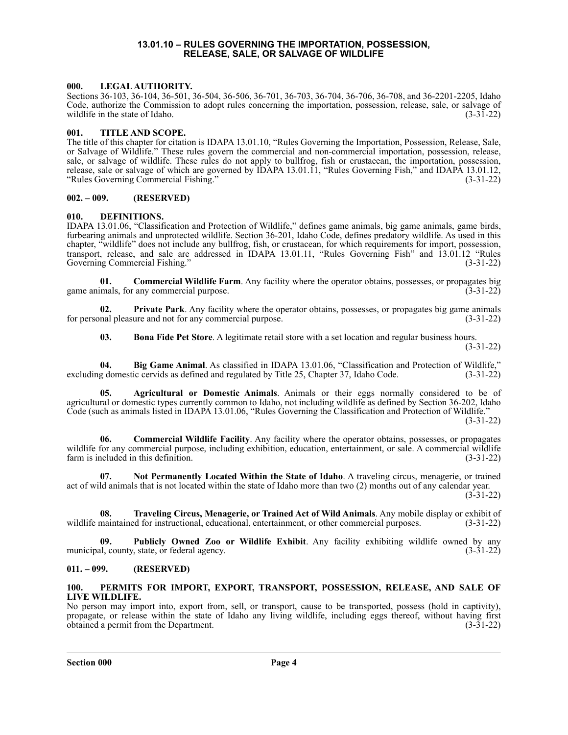# 13.01.10 – RULES GOVERNING THE IMPORTATION, POSSESSION, RELEASE, SALE, OR SALVAGE OF WILDLIFE

## 000. LEGAL AUTHORITY.

Sections 36-103, 36-104, 36-501, 36-504, 36-506, 36-701, 36-703, 36-704, 36-706, 36-708, and 36-2201-2205, Idaho Code, authorize the Commission to adopt rules concerning the importation, possession, release, sale, or salvage of wildlife in the state of Idaho. (3-31-22)

## 001. TITLE AND SCOPE.

The title of this chapter for citation is IDAPA 13.01.10, "Rules Governing the Importation, Possession, Release, Sale, or Salvage of Wildlife." These rules govern the commercial and non-commercial importation, possession, release, sale, or salvage of wildlife. These rules do not apply to bullfrog, fish or crustacean, the importation, possession, release, sale or salvage of which are governed by IDAPA 13.01.11, "Rules Governing Fish," and IDAPA 13.01.12, "Rules Governing Commercial Fishing." (3-31-22)

## 002. – 009. (RESERVED)

## 010. DEFINITIONS.

IDAPA 13.01.06, "Classification and Protection of Wildlife," defines game animals, big game animals, game birds, furbearing animals and unprotected wildlife. Section 36-201, Idaho Code, defines predatory wildlife. As used in this chapter, "wildlife" does not include any bullfrog, fish, or crustacean, for which requirements for import, possession, transport, release, and sale are addressed in IDAPA 13.01.11, "Rules Governing Fish" and 13.01.12 "Rules Governing Commercial Fishing." (3-31-22)

**01. Commercial Wildlife Farm**. Any facility where the operator obtains, possesses, or propagates big game animals, for any commercial purpose. (3-31-22)

**02. Private Park**. Any facility where the operator obtains, possesses, or propagates big game animals for personal pleasure and not for any commercial purpose. (3-31-22)

**03. Bona Fide Pet Store**. A legitimate retail store with a set location and regular business hours. (3-31-22)

**04. Big Game Animal**. As classified in IDAPA 13.01.06, "Classification and Protection of Wildlife," excluding domestic cervids as defined and regulated by Title 25, Chapter 37, Idaho Code. (3-31-22)

**05. Agricultural or Domestic Animals**. Animals or their eggs normally considered to be of agricultural or domestic types currently common to Idaho, not including wildlife as defined by Section 36-202, Idaho Code (such as animals listed in IDAPA 13.01.06, "Rules Governing the Classification and Protection of Wildlife." (3-31-22)

**06. Commercial Wildlife Facility**. Any facility where the operator obtains, possesses, or propagates wildlife for any commercial purpose, including exhibition, education, entertainment, or sale. A commercial wildlife farm is included in this definition. (3-31-22)

**07. Not Permanently Located Within the State of Idaho**. A traveling circus, menagerie, or trained act of wild animals that is not located within the state of Idaho more than two (2) months out of any calendar year. (3-31-22)

**08. Traveling Circus, Menagerie, or Trained Act of Wild Animals**. Any mobile display or exhibit of wildlife maintained for instructional, educational, entertainment, or other commercial purposes. (3-31-22)

**09. Publicly Owned Zoo or Wildlife Exhibit**. Any facility exhibiting wildlife owned by any municipal, county, state, or federal agency. (3-31-22)

## 011. – 099. (RESERVED)

## 100. PERMITS FOR IMPORT, EXPORT, TRANSPORT, POSSESSION, RELEASE, AND SALE OF LIVE WILDLIFE.

No person may import into, export from, sell, or transport, cause to be transported, possess (hold in captivity), propagate, or release within the state of Idaho any living wildlife, including eggs thereof, without having first obtained a permit from the Department. (3-31-22)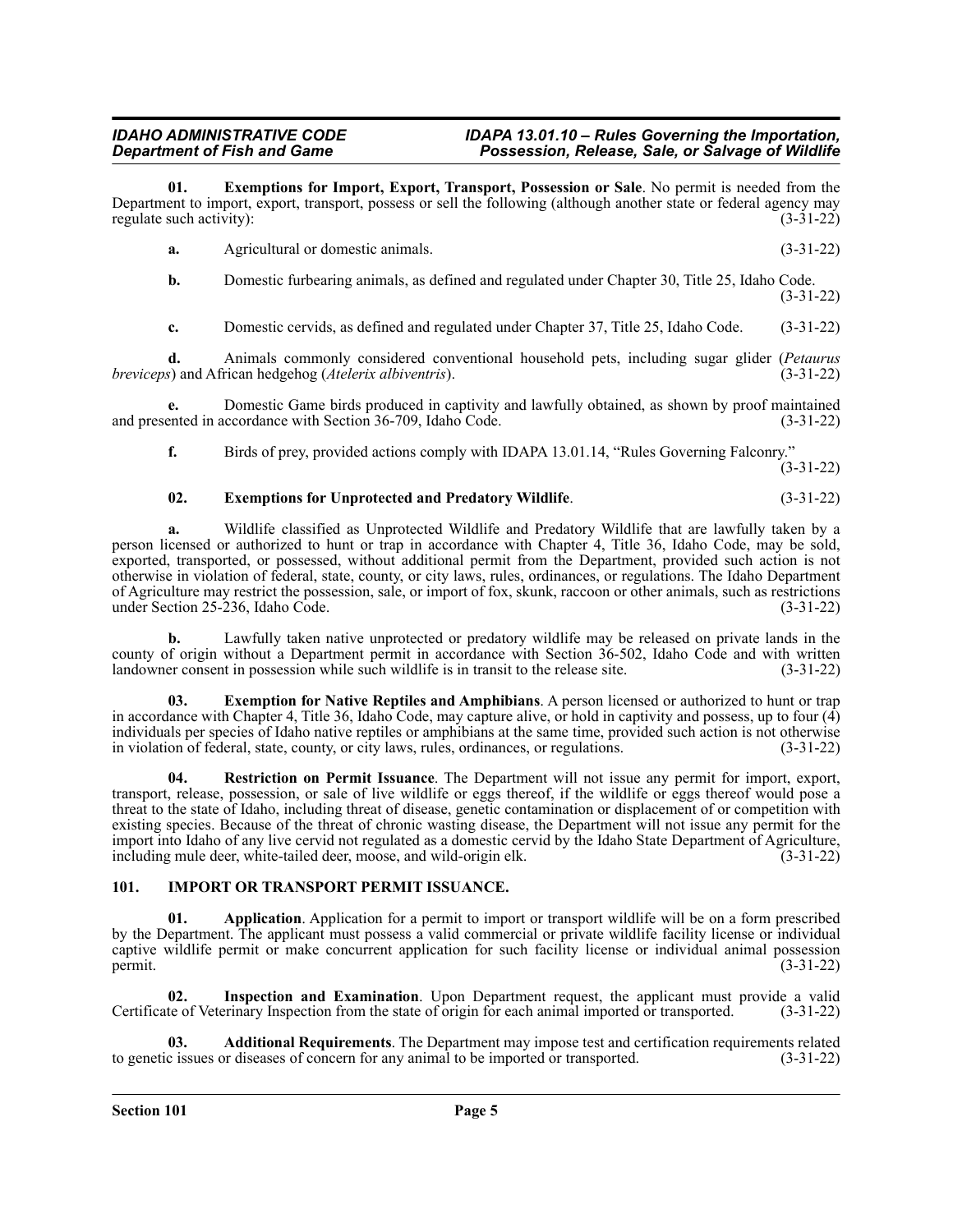**01. Exemptions for Import, Export, Transport, Possession or Sale**. No permit is needed from the Department to import, export, transport, possess or sell the following (although another state or federal agency may regulate such activity): (3-31-22)

**a.** Agricultural or domestic animals. (3-31-22)

**b.** Domestic furbearing animals, as defined and regulated under Chapter 30, Title 25, Idaho Code. (3-31-22)

**c.** Domestic cervids, as defined and regulated under Chapter 37, Title 25, Idaho Code. (3-31-22)

**d.** Animals commonly considered conventional household pets, including sugar glider (*Petaurus breviceps*) and African hedgehog (*Atelerix albiventris*). (3-31-22)

**e.** Domestic Game birds produced in captivity and lawfully obtained, as shown by proof maintained and presented in accordance with Section 36-709, Idaho Code. (3-31-22)

**f.** Birds of prey, provided actions comply with IDAPA 13.01.14, "Rules Governing Falconry." (3-31-22)

**02. Exemptions for Unprotected and Predatory Wildlife**. (3-31-22)

**a.** Wildlife classified as Unprotected Wildlife and Predatory Wildlife that are lawfully taken by a person licensed or authorized to hunt or trap in accordance with Chapter 4, Title 36, Idaho Code, may be sold, exported, transported, or possessed, without additional permit from the Department, provided such action is not otherwise in violation of federal, state, county, or city laws, rules, ordinances, or regulations. The Idaho Department of Agriculture may restrict the possession, sale, or import of fox, skunk, raccoon or other animals, such as restrictions under Section 25-236, Idaho Code. (3-31-22)

**b.** Lawfully taken native unprotected or predatory wildlife may be released on private lands in the county of origin without a Department permit in accordance with Section 36-502, Idaho Code and with written landowner consent in possession while such wildlife is in transit to the release site. (3-31-22)

**03. Exemption for Native Reptiles and Amphibians**. A person licensed or authorized to hunt or trap in accordance with Chapter 4, Title 36, Idaho Code, may capture alive, or hold in captivity and possess, up to four (4) individuals per species of Idaho native reptiles or amphibians at the same time, provided such action is not otherwise in violation of federal, state, county, or city laws, rules, ordinances, or regulations. (3-31-22)

**04. Restriction on Permit Issuance**. The Department will not issue any permit for import, export, transport, release, possession, or sale of live wildlife or eggs thereof, if the wildlife or eggs thereof would pose a threat to the state of Idaho, including threat of disease, genetic contamination or displacement of or competition with existing species. Because of the threat of chronic wasting disease, the Department will not issue any permit for the import into Idaho of any live cervid not regulated as a domestic cervid by the Idaho State Department of Agriculture, including mule deer, white-tailed deer, moose, and wild-origin elk. (3-31-22)

## 101. IMPORT OR TRANSPORT PERMIT ISSUANCE.

**01. Application**. Application for a permit to import or transport wildlife will be on a form prescribed by the Department. The applicant must possess a valid commercial or private wildlife facility license or individual captive wildlife permit or make concurrent application for such facility license or individual animal possession permit. (3-31-22)

**02. Inspection and Examination**. Upon Department request, the applicant must provide a valid Certificate of Veterinary Inspection from the state of origin for each animal imported or transported. (3-31-22)

**03. Additional Requirements**. The Department may impose test and certification requirements related to genetic issues or diseases of concern for any animal to be imported or transported. (3-31-22)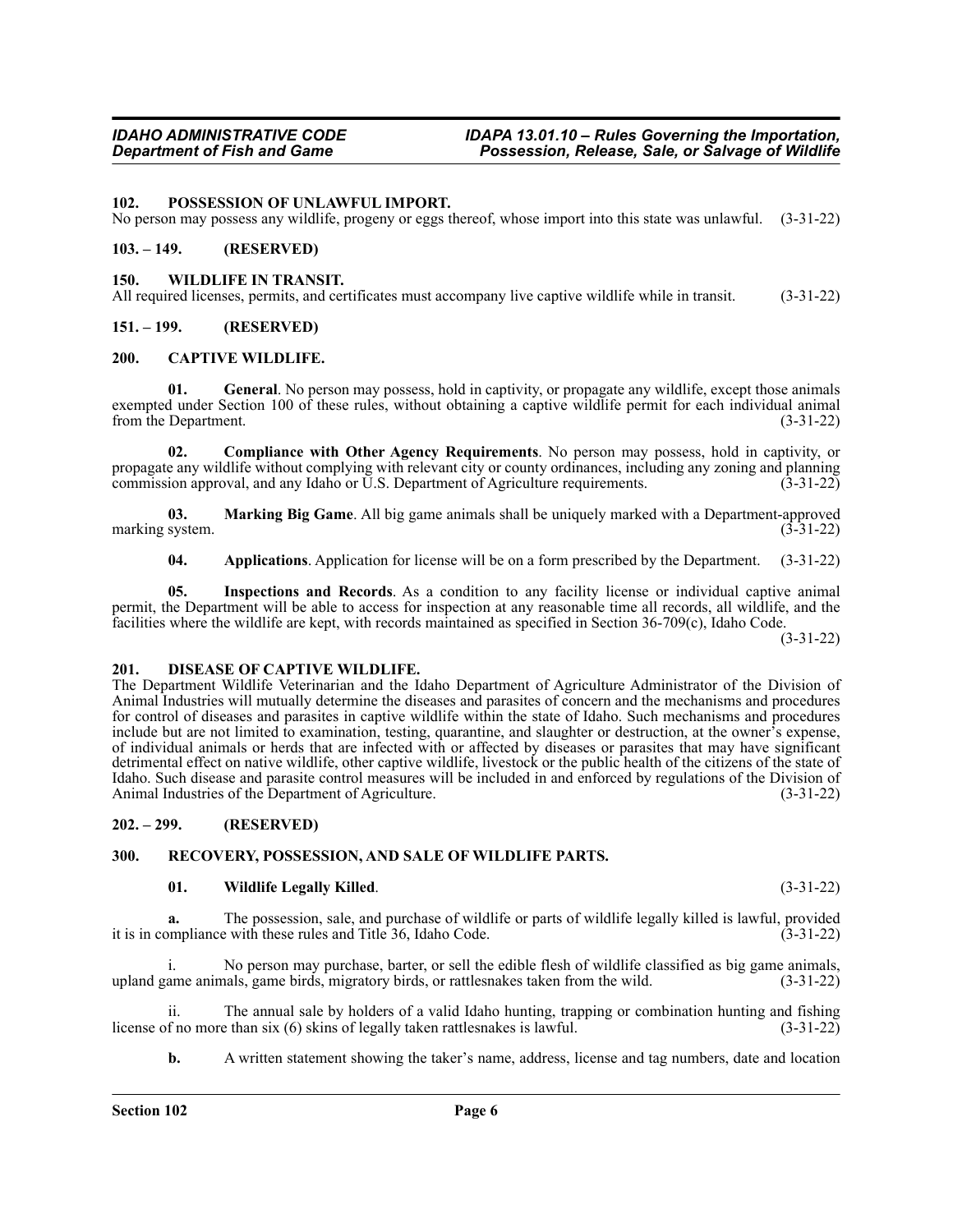## 102. POSSESSION OF UNLAWFUL IMPORT.

No person may possess any wildlife, progeny or eggs thereof, whose import into this state was unlawful. (3-31-22)

## 103. – 149. (RESERVED)

## 150. WILDLIFE IN TRANSIT.

All required licenses, permits, and certificates must accompany live captive wildlife while in transit. (3-31-22)

## 151. – 199. (RESERVED)

## 200. CAPTIVE WILDLIFE.

**01. General**. No person may possess, hold in captivity, or propagate any wildlife, except those animals exempted under Section 100 of these rules, without obtaining a captive wildlife permit for each individual animal from the Department. (3-31-22)

**02. Compliance with Other Agency Requirements**. No person may possess, hold in captivity, or propagate any wildlife without complying with relevant city or county ordinances, including any zoning and planning commission approval, and any Idaho or U.S. Department of Agriculture requirements. (3-31-22)

**03. Marking Big Game**. All big game animals shall be uniquely marked with a Department-approved marking system. (3-31-22)

**04. Applications**. Application for license will be on a form prescribed by the Department. (3-31-22)

**05. Inspections and Records**. As a condition to any facility license or individual captive animal permit, the Department will be able to access for inspection at any reasonable time all records, all wildlife, and the facilities where the wildlife are kept, with records maintained as specified in Section 36-709(c), Idaho Code. (3-31-22)

## 201. DISEASE OF CAPTIVE WILDLIFE.

The Department Wildlife Veterinarian and the Idaho Department of Agriculture Administrator of the Division of Animal Industries will mutually determine the diseases and parasites of concern and the mechanisms and procedures for control of diseases and parasites in captive wildlife within the state of Idaho. Such mechanisms and procedures include but are not limited to examination, testing, quarantine, and slaughter or destruction, at the owner's expense, of individual animals or herds that are infected with or affected by diseases or parasites that may have significant detrimental effect on native wildlife, other captive wildlife, livestock or the public health of the citizens of the state of Idaho. Such disease and parasite control measures will be included in and enforced by regulations of the Division of Animal Industries of the Department of Agriculture. (3-31-22)

## 202. – 299. (RESERVED)

## 300. RECOVERY, POSSESSION, AND SALE OF WILDLIFE PARTS.

**01. Wildlife Legally Killed**. (3-31-22)

**a.** The possession, sale, and purchase of wildlife or parts of wildlife legally killed is lawful, provided it is in compliance with these rules and Title 36, Idaho Code. (3-31-22)

i. No person may purchase, barter, or sell the edible flesh of wildlife classified as big game animals, upland game animals, game birds, migratory birds, or rattlesnakes taken from the wild. (3-31-22)

ii. The annual sale by holders of a valid Idaho hunting, trapping or combination hunting and fishing license of no more than six (6) skins of legally taken rattlesnakes is lawful. (3-31-22)

**b.** A written statement showing the taker's name, address, license and tag numbers, date and location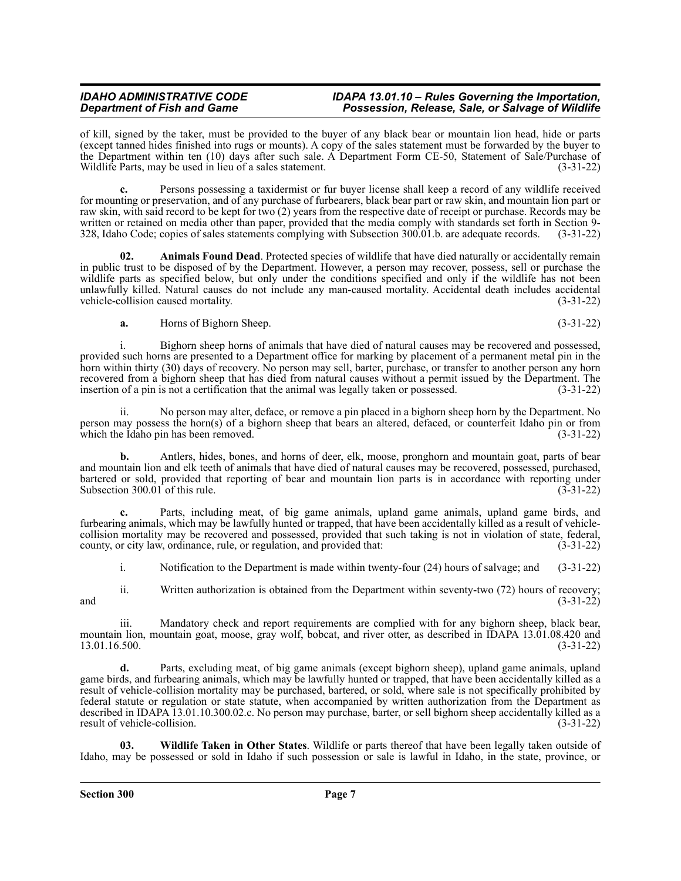of kill, signed by the taker, must be provided to the buyer of any black bear or mountain lion head, hide or parts (except tanned hides finished into rugs or mounts). A copy of the sales statement must be forwarded by the buyer to the Department within ten (10) days after such sale. A Department Form CE-50, Statement of Sale/Purchase of Wildlife Parts, may be used in lieu of a sales statement. (3-31-22)

**c.** Persons possessing a taxidermist or fur buyer license shall keep a record of any wildlife received for mounting or preservation, and of any purchase of furbearers, black bear part or raw skin, and mountain lion part or raw skin, with said record to be kept for two (2) years from the respective date of receipt or purchase. Records may be written or retained on media other than paper, provided that the media comply with standards set forth in Section 9-328, Idaho Code; copies of sales statements complying with Subsection 300.01.b. are adequate records. (3-31-22)

**02. Animals Found Dead**. Protected species of wildlife that have died naturally or accidentally remain in public trust to be disposed of by the Department. However, a person may recover, possess, sell or purchase the wildlife parts as specified below, but only under the conditions specified and only if the wildlife has not been unlawfully killed. Natural causes do not include any man-caused mortality. Accidental death includes accidental vehicle-collision caused mortality. (3-31-22)

**a.** Horns of Bighorn Sheep. (3-31-22)

i. Bighorn sheep horns of animals that have died of natural causes may be recovered and possessed, provided such horns are presented to a Department office for marking by placement of a permanent metal pin in the horn within thirty (30) days of recovery. No person may sell, barter, purchase, or transfer to another person any horn recovered from a bighorn sheep that has died from natural causes without a permit issued by the Department. The insertion of a pin is not a certification that the animal was legally taken or possessed. (3-31-22)

ii. No person may alter, deface, or remove a pin placed in a bighorn sheep horn by the Department. No person may possess the horn(s) of a bighorn sheep that bears an altered, defaced, or counterfeit Idaho pin or from which the Idaho pin has been removed. (3-31-22)

**b.** Antlers, hides, bones, and horns of deer, elk, moose, pronghorn and mountain goat, parts of bear and mountain lion and elk teeth of animals that have died of natural causes may be recovered, possessed, purchased, bartered or sold, provided that reporting of bear and mountain lion parts is in accordance with reporting under Subsection 300.01 of this rule. (3-31-22)

**c.** Parts, including meat, of big game animals, upland game animals, upland game birds, and furbearing animals, which may be lawfully hunted or trapped, that have been accidentally killed as a result of vehicle-collision mortality may be recovered and possessed, provided that such taking is not in violation of state, federal, county, or city law, ordinance, rule, or regulation, and provided that: (3-31-22)

i. Notification to the Department is made within twenty-four (24) hours of salvage; and (3-31-22)

ii. Written authorization is obtained from the Department within seventy-two (72) hours of recovery; and (3-31-22)

iii. Mandatory check and report requirements are complied with for any bighorn sheep, black bear, mountain lion, mountain goat, moose, gray wolf, bobcat, and river otter, as described in IDAPA 13.01.08.420 and 13.01.16.500. (3-31-22)

**d.** Parts, excluding meat, of big game animals (except bighorn sheep), upland game animals, upland game birds, and furbearing animals, which may be lawfully hunted or trapped, that have been accidentally killed as a result of vehicle-collision mortality may be purchased, bartered, or sold, where sale is not specifically prohibited by federal statute or regulation or state statute, when accompanied by written authorization from the Department as described in IDAPA 13.01.10.300.02.c. No person may purchase, barter, or sell bighorn sheep accidentally killed as a result of vehicle-collision. (3-31-22)

**03. Wildlife Taken in Other States**. Wildlife or parts thereof that have been legally taken outside of Idaho, may be possessed or sold in Idaho if such possession or sale is lawful in Idaho, in the state, province, or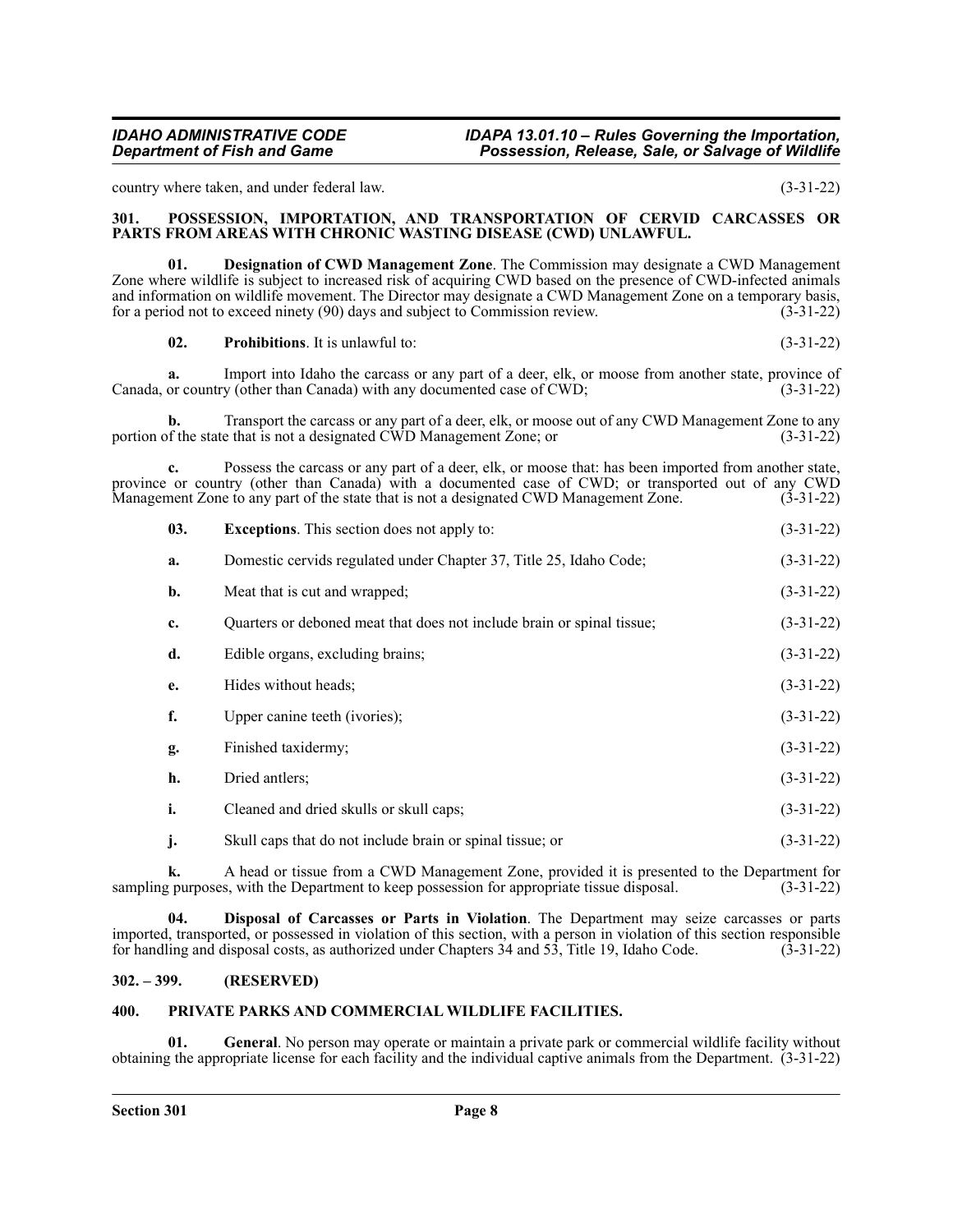country where taken, and under federal law. (3-31-22)

## 301. POSSESSION, IMPORTATION, AND TRANSPORTATION OF CERVID CARCASSES OR PARTS FROM AREAS WITH CHRONIC WASTING DISEASE (CWD) UNLAWFUL.

**01. Designation of CWD Management Zone**. The Commission may designate a CWD Management Zone where wildlife is subject to increased risk of acquiring CWD based on the presence of CWD-infected animals and information on wildlife movement. The Director may designate a CWD Management Zone on a temporary basis, for a period not to exceed ninety (90) days and subject to Commission review. (3-31-22)

**02. Prohibitions**. It is unlawful to: (3-31-22)

**a.** Import into Idaho the carcass or any part of a deer, elk, or moose from another state, province of Canada, or country (other than Canada) with any documented case of CWD; (3-31-22)

**b.** Transport the carcass or any part of a deer, elk, or moose out of any CWD Management Zone to any portion of the state that is not a designated CWD Management Zone; or (3-31-22)

**c.** Possess the carcass or any part of a deer, elk, or moose that: has been imported from another state, province or country (other than Canada) with a documented case of CWD; or transported out of any CWD Management Zone to any part of the state that is not a designated CWD Management Zone. (3-31-22)

**03. Exceptions**. This section does not apply to: (3-31-22)

**a.** Domestic cervids regulated under Chapter 37, Title 25, Idaho Code; (3-31-22)

**b.** Meat that is cut and wrapped; (3-31-22)

**c.** Quarters or deboned meat that does not include brain or spinal tissue; (3-31-22)

**d.** Edible organs, excluding brains; (3-31-22)

**e.** Hides without heads; (3-31-22)

**f.** Upper canine teeth (ivories); (3-31-22)

**g.** Finished taxidermy; (3-31-22)

**h.** Dried antlers; (3-31-22)

**i.** Cleaned and dried skulls or skull caps; (3-31-22)

**j.** Skull caps that do not include brain or spinal tissue; or (3-31-22)

**k.** A head or tissue from a CWD Management Zone, provided it is presented to the Department for sampling purposes, with the Department to keep possession for appropriate tissue disposal. (3-31-22)

**04. Disposal of Carcasses or Parts in Violation**. The Department may seize carcasses or parts imported, transported, or possessed in violation of this section, with a person in violation of this section responsible for handling and disposal costs, as authorized under Chapters 34 and 53, Title 19, Idaho Code. (3-31-22)

## 302. – 399. (RESERVED)

## 400. PRIVATE PARKS AND COMMERCIAL WILDLIFE FACILITIES.

**01. General**. No person may operate or maintain a private park or commercial wildlife facility without obtaining the appropriate license for each facility and the individual captive animals from the Department. (3-31-22)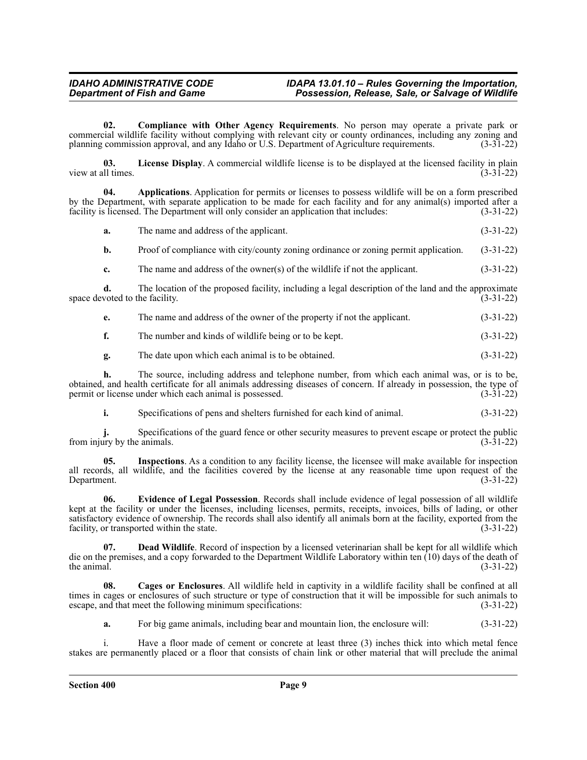**02. Compliance with Other Agency Requirements**. No person may operate a private park or commercial wildlife facility without complying with relevant city or county ordinances, including any zoning and planning commission approval, and any Idaho or U.S. Department of Agriculture requirements. (3-31-22)

**03. License Display**. A commercial wildlife license is to be displayed at the licensed facility in plain view at all times. (3-31-22)

**04. Applications**. Application for permits or licenses to possess wildlife will be on a form prescribed by the Department, with separate application to be made for each facility and for any animal(s) imported after a facility is licensed. The Department will only consider an application that includes: (3-31-22)

**a.** The name and address of the applicant. (3-31-22)

**b.** Proof of compliance with city/county zoning ordinance or zoning permit application. (3-31-22)

**c.** The name and address of the owner(s) of the wildlife if not the applicant. (3-31-22)

**d.** The location of the proposed facility, including a legal description of the land and the approximate space devoted to the facility. (3-31-22)

**e.** The name and address of the owner of the property if not the applicant. (3-31-22)

**f.** The number and kinds of wildlife being or to be kept. (3-31-22)

**g.** The date upon which each animal is to be obtained. (3-31-22)

**h.** The source, including address and telephone number, from which each animal was, or is to be, obtained, and health certificate for all animals addressing diseases of concern. If already in possession, the type of permit or license under which each animal is possessed. (3-31-22)

**i.** Specifications of pens and shelters furnished for each kind of animal. (3-31-22)

**j.** Specifications of the guard fence or other security measures to prevent escape or protect the public from injury by the animals. (3-31-22)

**05. Inspections**. As a condition to any facility license, the licensee will make available for inspection all records, all wildlife, and the facilities covered by the license at any reasonable time upon request of the Department. (3-31-22)

**06. Evidence of Legal Possession**. Records shall include evidence of legal possession of all wildlife kept at the facility or under the licenses, including licenses, permits, receipts, invoices, bills of lading, or other satisfactory evidence of ownership. The records shall also identify all animals born at the facility, exported from the facility, or transported within the state. (3-31-22)

**07. Dead Wildlife**. Record of inspection by a licensed veterinarian shall be kept for all wildlife which die on the premises, and a copy forwarded to the Department Wildlife Laboratory within ten (10) days of the death of the animal. (3-31-22)

**08. Cages or Enclosures**. All wildlife held in captivity in a wildlife facility shall be confined at all times in cages or enclosures of such structure or type of construction that it will be impossible for such animals to escape, and that meet the following minimum specifications: (3-31-22)

**a.** For big game animals, including bear and mountain lion, the enclosure will: (3-31-22)

i. Have a floor made of cement or concrete at least three (3) inches thick into which metal fence stakes are permanently placed or a floor that consists of chain link or other material that will preclude the animal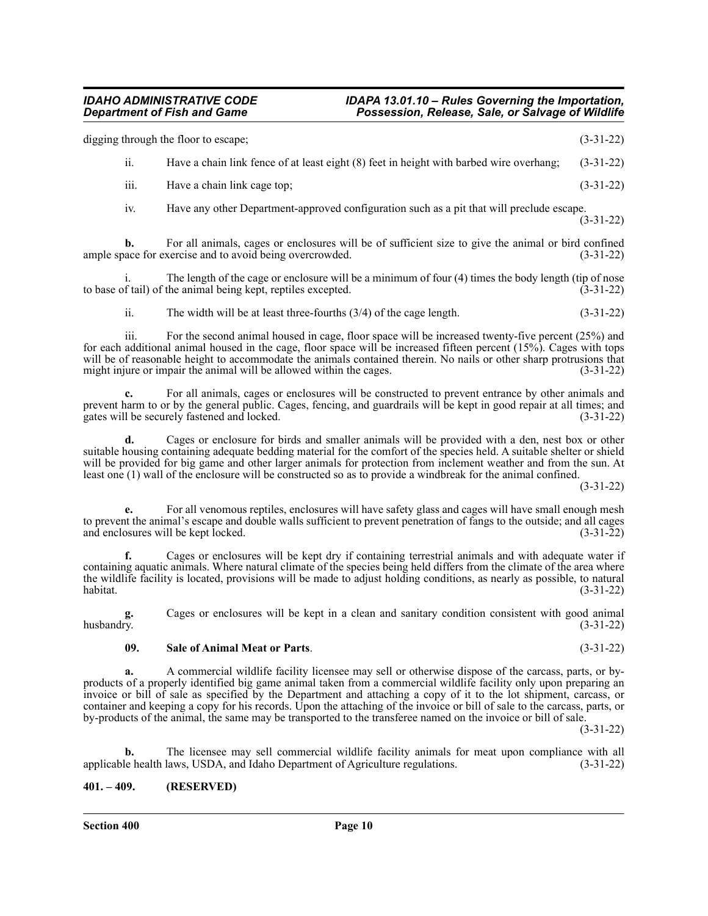digging through the floor to escape; (3-31-22)

ii. Have a chain link fence of at least eight (8) feet in height with barbed wire overhang; (3-31-22)

iii. Have a chain link cage top; (3-31-22)

iv. Have any other Department-approved configuration such as a pit that will preclude escape. (3-31-22)

**b.** For all animals, cages or enclosures will be of sufficient size to give the animal or bird confined ample space for exercise and to avoid being overcrowded. (3-31-22)

i. The length of the cage or enclosure will be a minimum of four (4) times the body length (tip of nose to base of tail) of the animal being kept, reptiles excepted. (3-31-22)

ii. The width will be at least three-fourths (3/4) of the cage length. (3-31-22)

iii. For the second animal housed in cage, floor space will be increased twenty-five percent (25%) and for each additional animal housed in the cage, floor space will be increased fifteen percent (15%). Cages with tops will be of reasonable height to accommodate the animals contained therein. No nails or other sharp protrusions that might injure or impair the animal will be allowed within the cages. (3-31-22)

**c.** For all animals, cages or enclosures will be constructed to prevent entrance by other animals and prevent harm to or by the general public. Cages, fencing, and guardrails will be kept in good repair at all times; and gates will be securely fastened and locked. (3-31-22)

**d.** Cages or enclosure for birds and smaller animals will be provided with a den, nest box or other suitable housing containing adequate bedding material for the comfort of the species held. A suitable shelter or shield will be provided for big game and other larger animals for protection from inclement weather and from the sun. At least one (1) wall of the enclosure will be constructed so as to provide a windbreak for the animal confined. (3-31-22)

**e.** For all venomous reptiles, enclosures will have safety glass and cages will have small enough mesh to prevent the animal's escape and double walls sufficient to prevent penetration of fangs to the outside; and all cages and enclosures will be kept locked. (3-31-22)

**f.** Cages or enclosures will be kept dry if containing terrestrial animals and with adequate water if containing aquatic animals. Where natural climate of the species being held differs from the climate of the area where the wildlife facility is located, provisions will be made to adjust holding conditions, as nearly as possible, to natural habitat. (3-31-22)

**g.** Cages or enclosures will be kept in a clean and sanitary condition consistent with good animal husbandry. (3-31-22)

**09. Sale of Animal Meat or Parts**. (3-31-22)

**a.** A commercial wildlife facility licensee may sell or otherwise dispose of the carcass, parts, or by-products of a properly identified big game animal taken from a commercial wildlife facility only upon preparing an invoice or bill of sale as specified by the Department and attaching a copy of it to the lot shipment, carcass, or container and keeping a copy for his records. Upon the attaching of the invoice or bill of sale to the carcass, parts, or by-products of the animal, the same may be transported to the transferee named on the invoice or bill of sale. (3-31-22)

**b.** The licensee may sell commercial wildlife facility animals for meat upon compliance with all applicable health laws, USDA, and Idaho Department of Agriculture regulations. (3-31-22)

## 401. – 409. (RESERVED)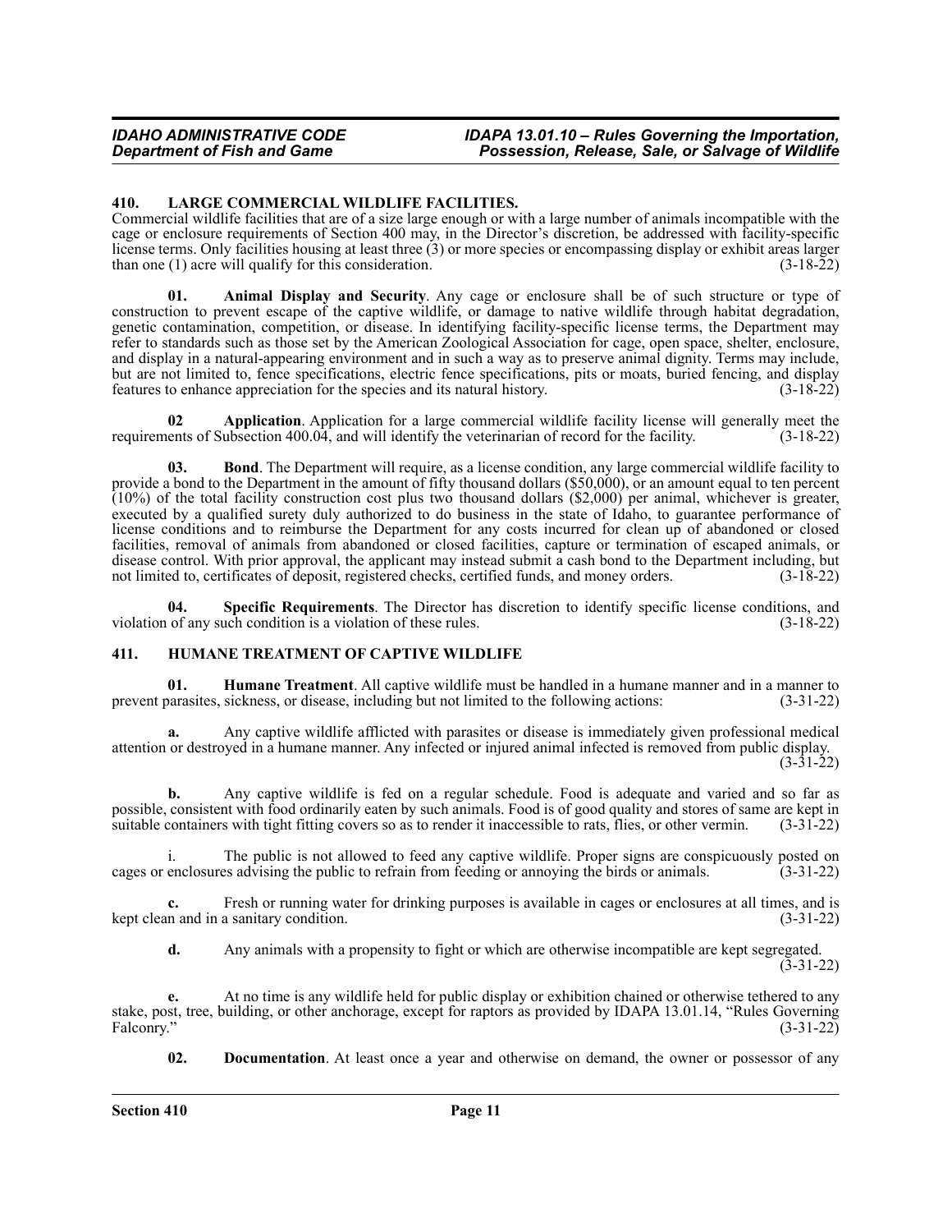## 410. LARGE COMMERCIAL WILDLIFE FACILITIES.

Commercial wildlife facilities that are of a size large enough or with a large number of animals incompatible with the cage or enclosure requirements of Section 400 may, in the Director's discretion, be addressed with facility-specific license terms. Only facilities housing at least three (3) or more species or encompassing display or exhibit areas larger than one (1) acre will qualify for this consideration. (3-18-22)

**01. Animal Display and Security**. Any cage or enclosure shall be of such structure or type of construction to prevent escape of the captive wildlife, or damage to native wildlife through habitat degradation, genetic contamination, competition, or disease. In identifying facility-specific license terms, the Department may refer to standards such as those set by the American Zoological Association for cage, open space, shelter, enclosure, and display in a natural-appearing environment and in such a way as to preserve animal dignity. Terms may include, but are not limited to, fence specifications, electric fence specifications, pits or moats, buried fencing, and display features to enhance appreciation for the species and its natural history. (3-18-22)

**02 Application**. Application for a large commercial wildlife facility license will generally meet the requirements of Subsection 400.04, and will identify the veterinarian of record for the facility. (3-18-22)

**03. Bond**. The Department will require, as a license condition, any large commercial wildlife facility to provide a bond to the Department in the amount of fifty thousand dollars ($50,000), or an amount equal to ten percent (10%) of the total facility construction cost plus two thousand dollars ($2,000) per animal, whichever is greater, executed by a qualified surety duly authorized to do business in the state of Idaho, to guarantee performance of license conditions and to reimburse the Department for any costs incurred for clean up of abandoned or closed facilities, removal of animals from abandoned or closed facilities, capture or termination of escaped animals, or disease control. With prior approval, the applicant may instead submit a cash bond to the Department including, but not limited to, certificates of deposit, registered checks, certified funds, and money orders. (3-18-22)

**04. Specific Requirements**. The Director has discretion to identify specific license conditions, and violation of any such condition is a violation of these rules. (3-18-22)

## 411. HUMANE TREATMENT OF CAPTIVE WILDLIFE

**01. Humane Treatment**. All captive wildlife must be handled in a humane manner and in a manner to prevent parasites, sickness, or disease, including but not limited to the following actions: (3-31-22)

**a.** Any captive wildlife afflicted with parasites or disease is immediately given professional medical attention or destroyed in a humane manner. Any infected or injured animal infected is removed from public display. (3-31-22)

**b.** Any captive wildlife is fed on a regular schedule. Food is adequate and varied and so far as possible, consistent with food ordinarily eaten by such animals. Food is of good quality and stores of same are kept in suitable containers with tight fitting covers so as to render it inaccessible to rats, flies, or other vermin. (3-31-22)

i. The public is not allowed to feed any captive wildlife. Proper signs are conspicuously posted on cages or enclosures advising the public to refrain from feeding or annoying the birds or animals. (3-31-22)

**c.** Fresh or running water for drinking purposes is available in cages or enclosures at all times, and is kept clean and in a sanitary condition. (3-31-22)

**d.** Any animals with a propensity to fight or which are otherwise incompatible are kept segregated. (3-31-22)

**e.** At no time is any wildlife held for public display or exhibition chained or otherwise tethered to any stake, post, tree, building, or other anchorage, except for raptors as provided by IDAPA 13.01.14, "Rules Governing Falconry." (3-31-22)

**02. Documentation**. At least once a year and otherwise on demand, the owner or possessor of any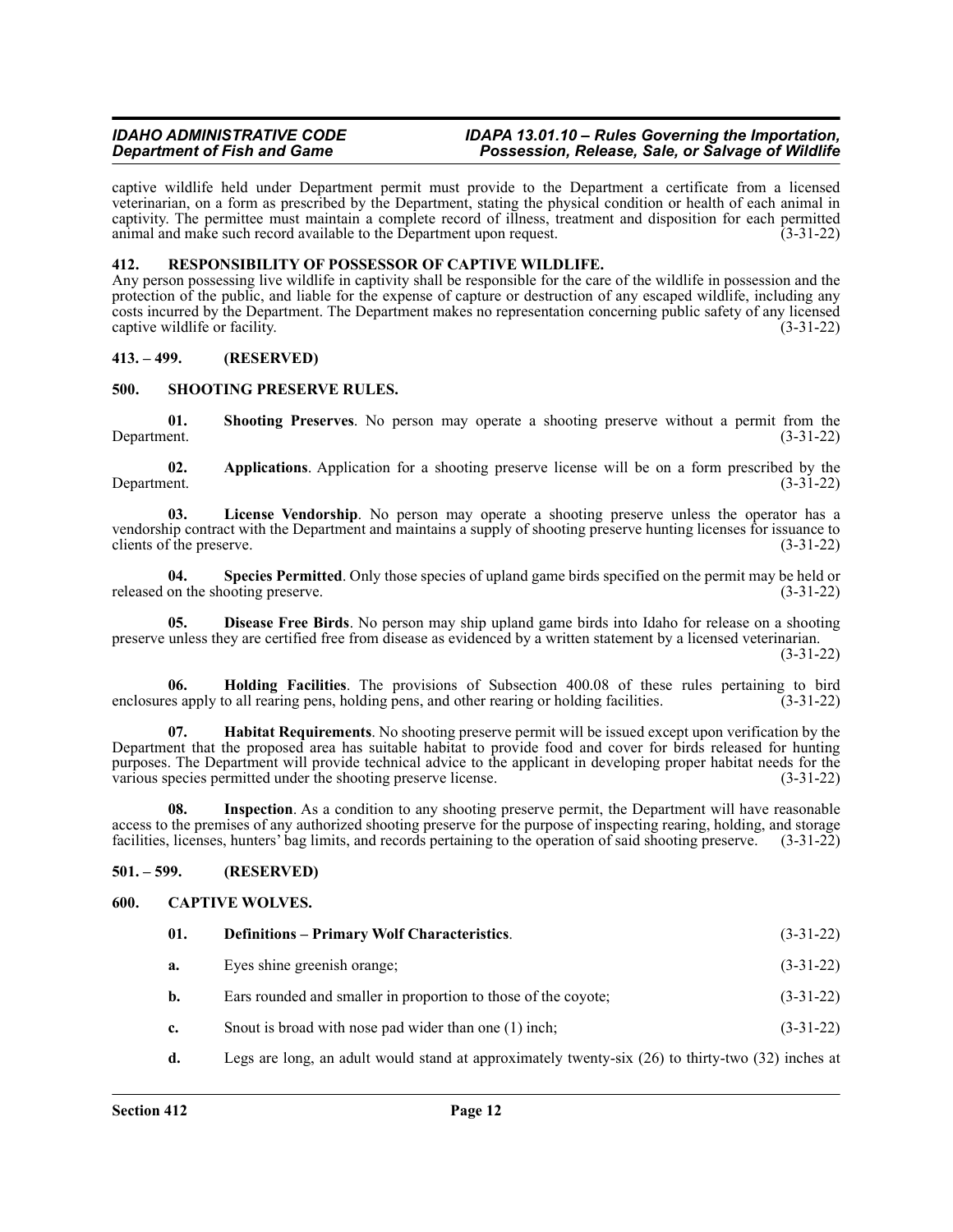captive wildlife held under Department permit must provide to the Department a certificate from a licensed veterinarian, on a form as prescribed by the Department, stating the physical condition or health of each animal in captivity. The permittee must maintain a complete record of illness, treatment and disposition for each permitted animal and make such record available to the Department upon request. (3-31-22)

### 412. RESPONSIBILITY OF POSSESSOR OF CAPTIVE WILDLIFE.

Any person possessing live wildlife in captivity shall be responsible for the care of the wildlife in possession and the protection of the public, and liable for the expense of capture or destruction of any escaped wildlife, including any costs incurred by the Department. The Department makes no representation concerning public safety of any licensed captive wildlife or facility. (3-31-22)

### 413. – 499. (RESERVED)

### 500. SHOOTING PRESERVE RULES.

**01. Shooting Preserves**. No person may operate a shooting preserve without a permit from the Department. (3-31-22)

**02. Applications**. Application for a shooting preserve license will be on a form prescribed by the Department. (3-31-22)

**03. License Vendorship**. No person may operate a shooting preserve unless the operator has a vendorship contract with the Department and maintains a supply of shooting preserve hunting licenses for issuance to clients of the preserve. (3-31-22)

**04. Species Permitted**. Only those species of upland game birds specified on the permit may be held or released on the shooting preserve. (3-31-22)

**05. Disease Free Birds**. No person may ship upland game birds into Idaho for release on a shooting preserve unless they are certified free from disease as evidenced by a written statement by a licensed veterinarian. (3-31-22)

**06. Holding Facilities**. The provisions of Subsection 400.08 of these rules pertaining to bird enclosures apply to all rearing pens, holding pens, and other rearing or holding facilities. (3-31-22)

**07. Habitat Requirements**. No shooting preserve permit will be issued except upon verification by the Department that the proposed area has suitable habitat to provide food and cover for birds released for hunting purposes. The Department will provide technical advice to the applicant in developing proper habitat needs for the various species permitted under the shooting preserve license. (3-31-22)

**08. Inspection**. As a condition to any shooting preserve permit, the Department will have reasonable access to the premises of any authorized shooting preserve for the purpose of inspecting rearing, holding, and storage facilities, licenses, hunters' bag limits, and records pertaining to the operation of said shooting preserve. (3-31-22)

### 501. – 599. (RESERVED)

### 600. CAPTIVE WOLVES.

**01. Definitions – Primary Wolf Characteristics**. (3-31-22)

**a.** Eyes shine greenish orange; (3-31-22)

**b.** Ears rounded and smaller in proportion to those of the coyote; (3-31-22)

**c.** Snout is broad with nose pad wider than one (1) inch; (3-31-22)

**d.** Legs are long, an adult would stand at approximately twenty-six (26) to thirty-two (32) inches at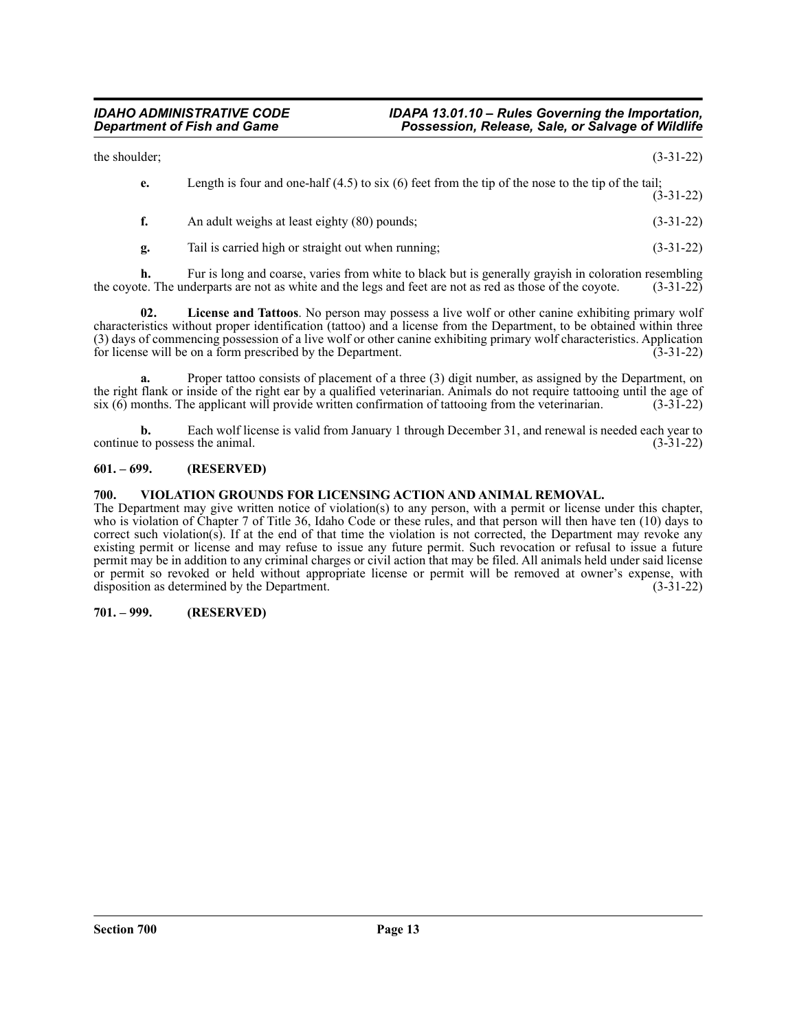the shoulder; (3-31-22)

**e.** Length is four and one-half (4.5) to six (6) feet from the tip of the nose to the tip of the tail; (3-31-22)

**f.** An adult weighs at least eighty (80) pounds; (3-31-22)

**g.** Tail is carried high or straight out when running; (3-31-22)

**h.** Fur is long and coarse, varies from white to black but is generally grayish in coloration resembling the coyote. The underparts are not as white and the legs and feet are not as red as those of the coyote. (3-31-22)

**02. License and Tattoos**. No person may possess a live wolf or other canine exhibiting primary wolf characteristics without proper identification (tattoo) and a license from the Department, to be obtained within three (3) days of commencing possession of a live wolf or other canine exhibiting primary wolf characteristics. Application for license will be on a form prescribed by the Department. (3-31-22)

**a.** Proper tattoo consists of placement of a three (3) digit number, as assigned by the Department, on the right flank or inside of the right ear by a qualified veterinarian. Animals do not require tattooing until the age of six (6) months. The applicant will provide written confirmation of tattooing from the veterinarian. (3-31-22)

**b.** Each wolf license is valid from January 1 through December 31, and renewal is needed each year to continue to possess the animal. (3-31-22)

### 601. – 699. (RESERVED)

### 700. VIOLATION GROUNDS FOR LICENSING ACTION AND ANIMAL REMOVAL.

The Department may give written notice of violation(s) to any person, with a permit or license under this chapter, who is violation of Chapter 7 of Title 36, Idaho Code or these rules, and that person will then have ten (10) days to correct such violation(s). If at the end of that time the violation is not corrected, the Department may revoke any existing permit or license and may refuse to issue any future permit. Such revocation or refusal to issue a future permit may be in addition to any criminal charges or civil action that may be filed. All animals held under said license or permit so revoked or held without appropriate license or permit will be removed at owner's expense, with disposition as determined by the Department. (3-31-22)

### 701. – 999. (RESERVED)